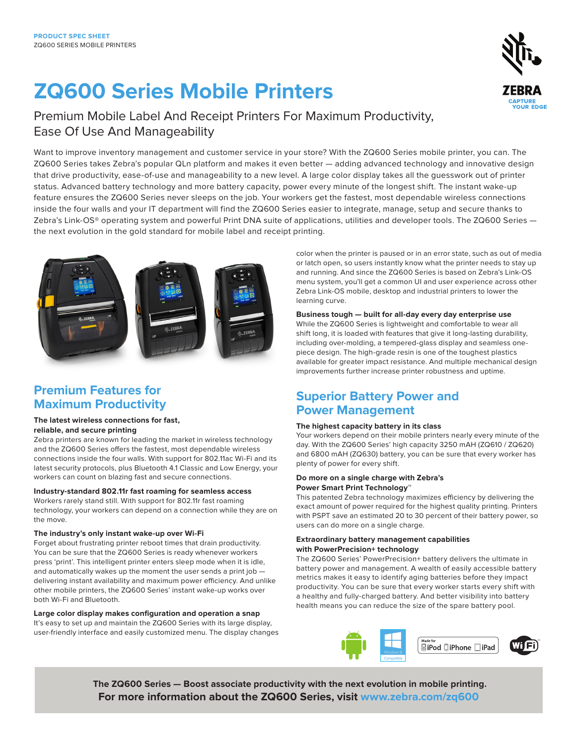PRODUCT SPEC SHEET
ZQ600 SERIES MOBILE PRINTERS

# ZQ600 Series Mobile Printers

## Premium Mobile Label And Receipt Printers For Maximum Productivity, Ease Of Use And Manageability

Want to improve inventory management and customer service in your store? With the ZQ600 Series mobile printer, you can. The ZQ600 Series takes Zebra's popular QLn platform and makes it even better — adding advanced technology and innovative design that drive productivity, ease-of-use and manageability to a new level. A large color display takes all the guesswork out of printer status. Advanced battery technology and more battery capacity, power every minute of the longest shift. The instant wake-up feature ensures the ZQ600 Series never sleeps on the job. Your workers get the fastest, most dependable wireless connections inside the four walls and your IT department will find the ZQ600 Series easier to integrate, manage, setup and secure thanks to Zebra's Link-OS® operating system and powerful Print DNA suite of applications, utilities and developer tools. The ZQ600 Series — the next evolution in the gold standard for mobile label and receipt printing.

## Premium Features for Maximum Productivity

**The latest wireless connections for fast, reliable, and secure printing**

Zebra printers are known for leading the market in wireless technology and the ZQ600 Series offers the fastest, most dependable wireless connections inside the four walls. With support for 802.11ac Wi-Fi and its latest security protocols, plus Bluetooth 4.1 Classic and Low Energy, your workers can count on blazing fast and secure connections.

**Industry-standard 802.11r fast roaming for seamless access**

Workers rarely stand still. With support for 802.11r fast roaming technology, your workers can depend on a connection while they are on the move.

**The industry's only instant wake-up over Wi-Fi**

Forget about frustrating printer reboot times that drain productivity. You can be sure that the ZQ600 Series is ready whenever workers press 'print'. This intelligent printer enters sleep mode when it is idle, and automatically wakes up the moment the user sends a print job — delivering instant availability and maximum power efficiency. And unlike other mobile printers, the ZQ600 Series' instant wake-up works over both Wi-Fi and Bluetooth.

**Large color display makes configuration and operation a snap**

It's easy to set up and maintain the ZQ600 Series with its large display, user-friendly interface and easily customized menu. The display changes color when the printer is paused or in an error state, such as out of media or latch open, so users instantly know what the printer needs to stay up and running. And since the ZQ600 Series is based on Zebra's Link-OS menu system, you'll get a common UI and user experience across other Zebra Link-OS mobile, desktop and industrial printers to lower the learning curve.

**Business tough — built for all-day every day enterprise use**

While the ZQ600 Series is lightweight and comfortable to wear all shift long, it is loaded with features that give it long-lasting durability, including over-molding, a tempered-glass display and seamless one-piece design. The high-grade resin is one of the toughest plastics available for greater impact resistance. And multiple mechanical design improvements further increase printer robustness and uptime.

## Superior Battery Power and Power Management

**The highest capacity battery in its class**

Your workers depend on their mobile printers nearly every minute of the day. With the ZQ600 Series' high capacity 3250 mAH (ZQ610 / ZQ620) and 6800 mAH (ZQ630) battery, you can be sure that every worker has plenty of power for every shift.

**Do more on a single charge with Zebra's Power Smart Print Technology™**

This patented Zebra technology maximizes efficiency by delivering the exact amount of power required for the highest quality printing. Printers with PSPT save an estimated 20 to 30 percent of their battery power, so users can do more on a single charge.

**Extraordinary battery management capabilities with PowerPrecision+ technology**

The ZQ600 Series' PowerPrecision+ battery delivers the ultimate in battery power and management. A wealth of easily accessible battery metrics makes it easy to identify aging batteries before they impact productivity. You can be sure that every worker starts every shift with a healthy and fully-charged battery. And better visibility into battery health means you can reduce the size of the spare battery pool.

**The ZQ600 Series — Boost associate productivity with the next evolution in mobile printing.**
**For more information about the ZQ600 Series, visit www.zebra.com/zq600**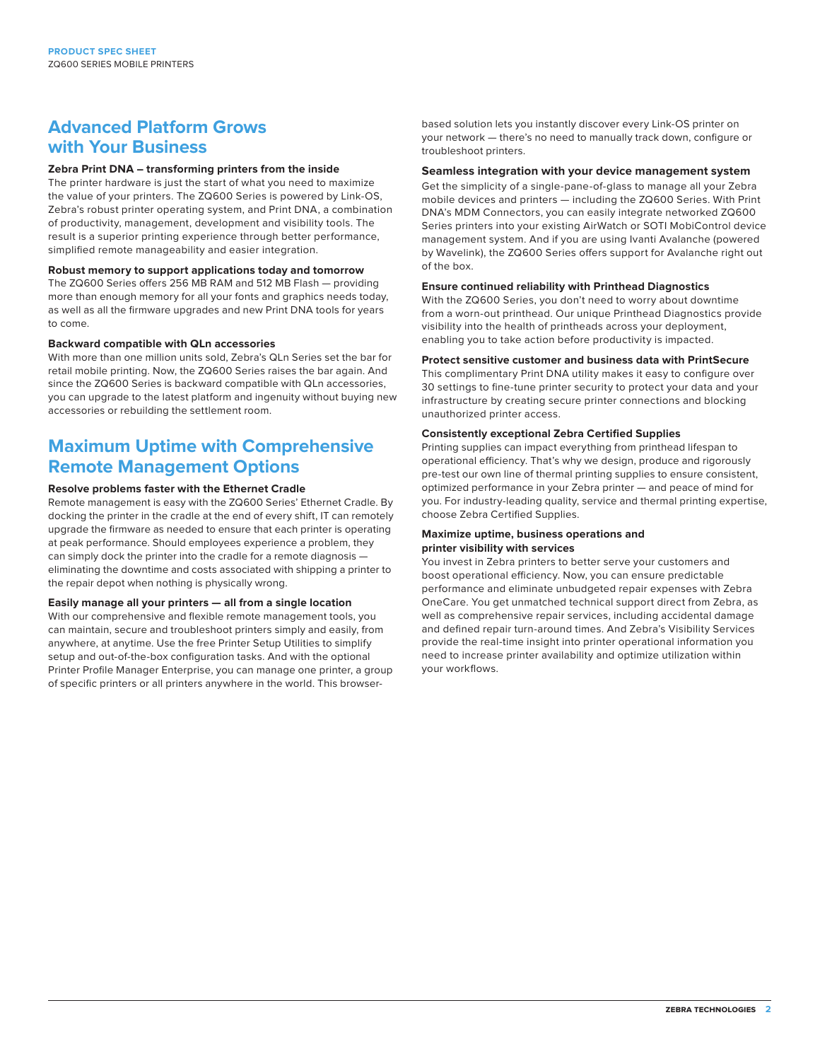## Advanced Platform Grows with Your Business

### Zebra Print DNA – transforming printers from the inside

The printer hardware is just the start of what you need to maximize the value of your printers. The ZQ600 Series is powered by Link-OS, Zebra's robust printer operating system, and Print DNA, a combination of productivity, management, development and visibility tools. The result is a superior printing experience through better performance, simplified remote manageability and easier integration.

### Robust memory to support applications today and tomorrow

The ZQ600 Series offers 256 MB RAM and 512 MB Flash — providing more than enough memory for all your fonts and graphics needs today, as well as all the firmware upgrades and new Print DNA tools for years to come.

### Backward compatible with QLn accessories

With more than one million units sold, Zebra's QLn Series set the bar for retail mobile printing. Now, the ZQ600 Series raises the bar again. And since the ZQ600 Series is backward compatible with QLn accessories, you can upgrade to the latest platform and ingenuity without buying new accessories or rebuilding the settlement room.

## Maximum Uptime with Comprehensive Remote Management Options

### Resolve problems faster with the Ethernet Cradle

Remote management is easy with the ZQ600 Series' Ethernet Cradle. By docking the printer in the cradle at the end of every shift, IT can remotely upgrade the firmware as needed to ensure that each printer is operating at peak performance. Should employees experience a problem, they can simply dock the printer into the cradle for a remote diagnosis — eliminating the downtime and costs associated with shipping a printer to the repair depot when nothing is physically wrong.

### Easily manage all your printers — all from a single location

With our comprehensive and flexible remote management tools, you can maintain, secure and troubleshoot printers simply and easily, from anywhere, at anytime. Use the free Printer Setup Utilities to simplify setup and out-of-the-box configuration tasks. And with the optional Printer Profile Manager Enterprise, you can manage one printer, a group of specific printers or all printers anywhere in the world. This browser-based solution lets you instantly discover every Link-OS printer on your network — there's no need to manually track down, configure or troubleshoot printers.

### Seamless integration with your device management system

Get the simplicity of a single-pane-of-glass to manage all your Zebra mobile devices and printers — including the ZQ600 Series. With Print DNA's MDM Connectors, you can easily integrate networked ZQ600 Series printers into your existing AirWatch or SOTI MobiControl device management system. And if you are using Ivanti Avalanche (powered by Wavelink), the ZQ600 Series offers support for Avalanche right out of the box.

### Ensure continued reliability with Printhead Diagnostics

With the ZQ600 Series, you don't need to worry about downtime from a worn-out printhead. Our unique Printhead Diagnostics provide visibility into the health of printheads across your deployment, enabling you to take action before productivity is impacted.

### Protect sensitive customer and business data with PrintSecure

This complimentary Print DNA utility makes it easy to configure over 30 settings to fine-tune printer security to protect your data and your infrastructure by creating secure printer connections and blocking unauthorized printer access.

### Consistently exceptional Zebra Certified Supplies

Printing supplies can impact everything from printhead lifespan to operational efficiency. That's why we design, produce and rigorously pre-test our own line of thermal printing supplies to ensure consistent, optimized performance in your Zebra printer — and peace of mind for you. For industry-leading quality, service and thermal printing expertise, choose Zebra Certified Supplies.

### Maximize uptime, business operations and printer visibility with services

You invest in Zebra printers to better serve your customers and boost operational efficiency. Now, you can ensure predictable performance and eliminate unbudgeted repair expenses with Zebra OneCare. You get unmatched technical support direct from Zebra, as well as comprehensive repair services, including accidental damage and defined repair turn-around times. And Zebra's Visibility Services provide the real-time insight into printer operational information you need to increase printer availability and optimize utilization within your workflows.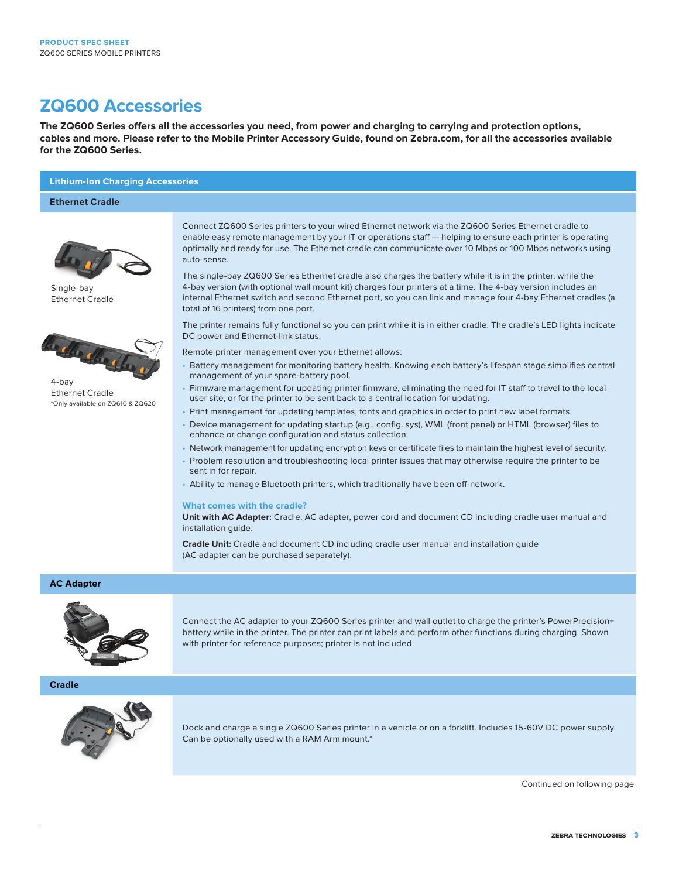# ZQ600 Accessories

**The ZQ600 Series offers all the accessories you need, from power and charging to carrying and protection options, cables and more. Please refer to the Mobile Printer Accessory Guide, found on Zebra.com, for all the accessories available for the ZQ600 Series.**

## Lithium-Ion Charging Accessories

### Ethernet Cradle

Single-bay Ethernet Cradle

4-bay Ethernet Cradle
*Only available on ZQ610 & ZQ620

Connect ZQ600 Series printers to your wired Ethernet network via the ZQ600 Series Ethernet cradle to enable easy remote management by your IT or operations staff — helping to ensure each printer is operating optimally and ready for use. The Ethernet cradle can communicate over 10 Mbps or 100 Mbps networks using auto-sense.

The single-bay ZQ600 Series Ethernet cradle also charges the battery while it is in the printer, while the 4-bay version (with optional wall mount kit) charges four printers at a time. The 4-bay version includes an internal Ethernet switch and second Ethernet port, so you can link and manage four 4-bay Ethernet cradles (a total of 16 printers) from one port.

The printer remains fully functional so you can print while it is in either cradle. The cradle's LED lights indicate DC power and Ethernet-link status.

Remote printer management over your Ethernet allows:

- Battery management for monitoring battery health. Knowing each battery's lifespan stage simplifies central management of your spare-battery pool.
- Firmware management for updating printer firmware, eliminating the need for IT staff to travel to the local user site, or for the printer to be sent back to a central location for updating.
- Print management for updating templates, fonts and graphics in order to print new label formats.
- Device management for updating startup (e.g., config. sys), WML (front panel) or HTML (browser) files to enhance or change configuration and status collection.
- Network management for updating encryption keys or certificate files to maintain the highest level of security.
- Problem resolution and troubleshooting local printer issues that may otherwise require the printer to be sent in for repair.
- Ability to manage Bluetooth printers, which traditionally have been off-network.

#### What comes with the cradle?

**Unit with AC Adapter:** Cradle, AC adapter, power cord and document CD including cradle user manual and installation guide.

**Cradle Unit:** Cradle and document CD including cradle user manual and installation guide (AC adapter can be purchased separately).

### AC Adapter

Connect the AC adapter to your ZQ600 Series printer and wall outlet to charge the printer's PowerPrecision+ battery while in the printer. The printer can print labels and perform other functions during charging. Shown with printer for reference purposes; printer is not included.

### Cradle

Dock and charge a single ZQ600 Series printer in a vehicle or on a forklift. Includes 15-60V DC power supply. Can be optionally used with a RAM Arm mount.*

Continued on following page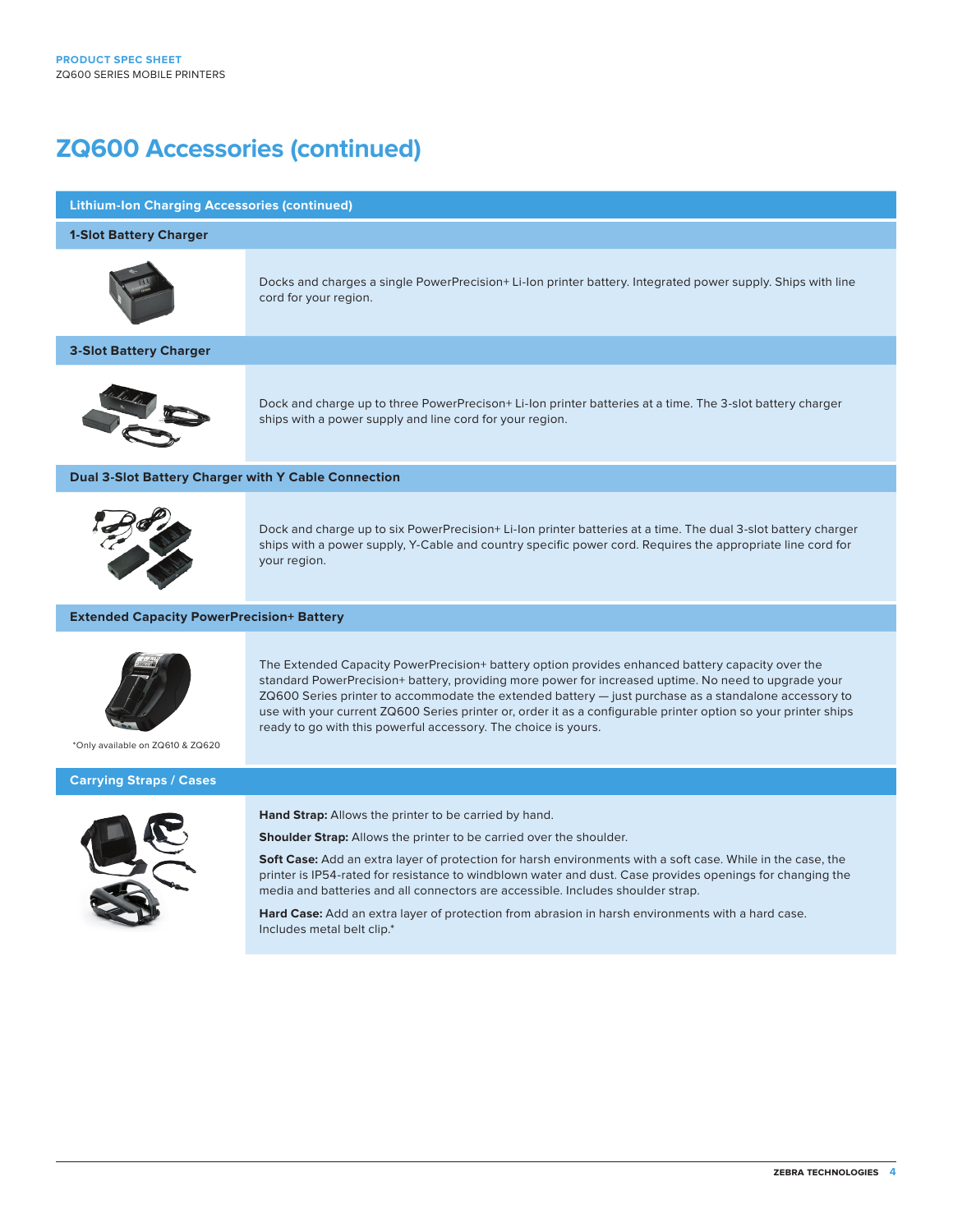# ZQ600 Accessories (continued)

## Lithium-Ion Charging Accessories (continued)

### 1-Slot Battery Charger

Docks and charges a single PowerPrecision+ Li-Ion printer battery. Integrated power supply. Ships with line cord for your region.

### 3-Slot Battery Charger

Dock and charge up to three PowerPrecison+ Li-Ion printer batteries at a time. The 3-slot battery charger ships with a power supply and line cord for your region.

### Dual 3-Slot Battery Charger with Y Cable Connection

Dock and charge up to six PowerPrecision+ Li-Ion printer batteries at a time. The dual 3-slot battery charger ships with a power supply, Y-Cable and country specific power cord. Requires the appropriate line cord for your region.

### Extended Capacity PowerPrecision+ Battery

The Extended Capacity PowerPrecision+ battery option provides enhanced battery capacity over the standard PowerPrecision+ battery, providing more power for increased uptime. No need to upgrade your ZQ600 Series printer to accommodate the extended battery — just purchase as a standalone accessory to use with your current ZQ600 Series printer or, order it as a configurable printer option so your printer ships ready to go with this powerful accessory. The choice is yours.

*Only available on ZQ610 & ZQ620

## Carrying Straps / Cases

**Hand Strap:** Allows the printer to be carried by hand.

**Shoulder Strap:** Allows the printer to be carried over the shoulder.

**Soft Case:** Add an extra layer of protection for harsh environments with a soft case. While in the case, the printer is IP54-rated for resistance to windblown water and dust. Case provides openings for changing the media and batteries and all connectors are accessible. Includes shoulder strap.

**Hard Case:** Add an extra layer of protection from abrasion in harsh environments with a hard case. Includes metal belt clip.*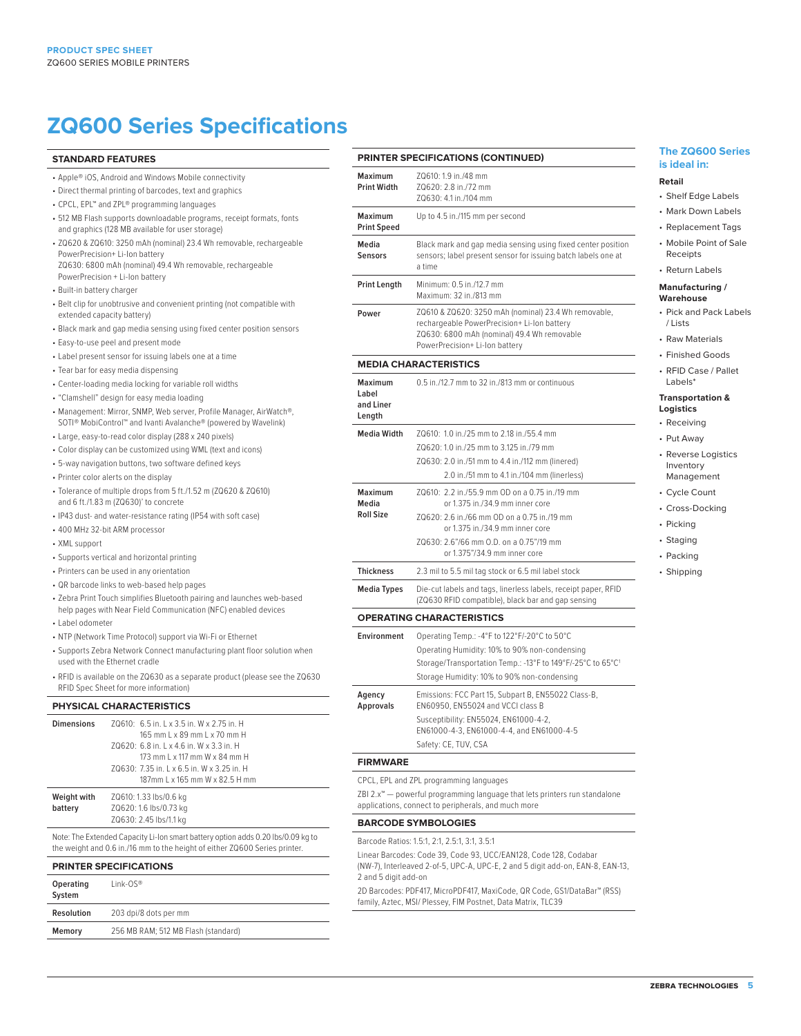# ZQ600 Series Specifications

## STANDARD FEATURES

- Apple® iOS, Android and Windows Mobile connectivity
- Direct thermal printing of barcodes, text and graphics
- CPCL, EPL™ and ZPL® programming languages
- 512 MB Flash supports downloadable programs, receipt formats, fonts and graphics (128 MB available for user storage)
- ZQ620 & ZQ610: 3250 mAh (nominal) 23.4 Wh removable, rechargeable PowerPrecision+ Li-Ion battery
  ZQ630: 6800 mAh (nominal) 49.4 Wh removable, rechargeable PowerPrecision + Li-Ion battery
- Built-in battery charger
- Belt clip for unobtrusive and convenient printing (not compatible with extended capacity battery)
- Black mark and gap media sensing using fixed center position sensors
- Easy-to-use peel and present mode
- Label present sensor for issuing labels one at a time
- Tear bar for easy media dispensing
- Center-loading media locking for variable roll widths
- "Clamshell" design for easy media loading
- Management: Mirror, SNMP, Web server, Profile Manager, AirWatch®, SOTI® MobiControl™ and Ivanti Avalanche® (powered by Wavelink)
- Large, easy-to-read color display (288 x 240 pixels)
- Color display can be customized using WML (text and icons)
- 5-way navigation buttons, two software defined keys
- Printer color alerts on the display
- Tolerance of multiple drops from 5 ft./1.52 m (ZQ620 & ZQ610) and 6 ft./1.83 m (ZQ630)' to concrete
- IP43 dust- and water-resistance rating (IP54 with soft case)
- 400 MHz 32-bit ARM processor
- XML support
- Supports vertical and horizontal printing
- Printers can be used in any orientation
- QR barcode links to web-based help pages
- Zebra Print Touch simplifies Bluetooth pairing and launches web-based help pages with Near Field Communication (NFC) enabled devices
- Label odometer
- NTP (Network Time Protocol) support via Wi-Fi or Ethernet
- Supports Zebra Network Connect manufacturing plant floor solution when used with the Ethernet cradle
- RFID is available on the ZQ630 as a separate product (please see the ZQ630 RFID Spec Sheet for more information)

## PHYSICAL CHARACTERISTICS

| | |
|---|---|
| **Dimensions** | ZQ610: 6.5 in. L x 3.5 in. W x 2.75 in. H<br>165 mm L x 89 mm L x 70 mm H<br>ZQ620: 6.8 in. L x 4.6 in. W x 3.3 in. H<br>173 mm L x 117 mm W x 84 mm H<br>ZQ630: 7.35 in. L x 6.5 in. W x 3.25 in. H<br>187mm L x 165 mm W x 82.5 H mm |
| **Weight with battery** | ZQ610: 1.33 lbs/0.6 kg<br>ZQ620: 1.6 lbs/0.73 kg<br>ZQ630: 2.45 lbs/1.1 kg |

Note: The Extended Capacity Li-Ion smart battery option adds 0.20 lbs/0.09 kg to the weight and 0.6 in./16 mm to the height of either ZQ600 Series printer.

## PRINTER SPECIFICATIONS

| | |
|---|---|
| **Operating System** | Link-OS® |
| **Resolution** | 203 dpi/8 dots per mm |
| **Memory** | 256 MB RAM; 512 MB Flash (standard) |

## PRINTER SPECIFICATIONS (CONTINUED)

| | |
|---|---|
| **Maximum Print Width** | ZQ610: 1.9 in./48 mm<br>ZQ620: 2.8 in./72 mm<br>ZQ630: 4.1 in./104 mm |
| **Maximum Print Speed** | Up to 4.5 in./115 mm per second |
| **Media Sensors** | Black mark and gap media sensing using fixed center position sensors; label present sensor for issuing batch labels one at a time |
| **Print Length** | Minimum: 0.5 in./12.7 mm<br>Maximum: 32 in./813 mm |
| **Power** | ZQ610 & ZQ620: 3250 mAh (nominal) 23.4 Wh removable, rechargeable PowerPrecision+ Li-Ion battery<br>ZQ630: 6800 mAh (nominal) 49.4 Wh removable PowerPrecision+ Li-Ion battery |

## MEDIA CHARACTERISTICS

| | |
|---|---|
| **Maximum Label and Liner Length** | 0.5 in./12.7 mm to 32 in./813 mm or continuous |
| **Media Width** | ZQ610: 1.0 in./25 mm to 2.18 in./55.4 mm<br>ZQ620: 1.0 in./25 mm to 3.125 in./79 mm<br>ZQ630: 2.0 in./51 mm to 4.4 in./112 mm (linered)<br>2.0 in./51 mm to 4.1 in./104 mm (linerless) |
| **Maximum Media Roll Size** | ZQ610: 2.2 in./55.9 mm OD on a 0.75 in./19 mm or 1.375 in./34.9 mm inner core<br>ZQ620: 2.6 in./66 mm OD on a 0.75 in./19 mm or 1.375 in./34.9 mm inner core<br>ZQ630: 2.6"/66 mm O.D. on a 0.75"/19 mm or 1.375"/34.9 mm inner core |
| **Thickness** | 2.3 mil to 5.5 mil tag stock or 6.5 mil label stock |
| **Media Types** | Die-cut labels and tags, linerless labels, receipt paper, RFID (ZQ630 RFID compatible), black bar and gap sensing |

## OPERATING CHARACTERISTICS

| | |
|---|---|
| **Environment** | Operating Temp.: -4°F to 122°F/-20°C to 50°C<br>Operating Humidity: 10% to 90% non-condensing<br>Storage/Transportation Temp.: -13°F to 149°F/-25°C to 65°C[1]<br>Storage Humidity: 10% to 90% non-condensing |
| **Agency Approvals** | Emissions: FCC Part 15, Subpart B, EN55022 Class-B, EN60950, EN55024 and VCCI class B<br>Susceptibility: EN55024, EN61000-4-2, EN61000-4-3, EN61000-4-4, and EN61000-4-5<br>Safety: CE, TUV, CSA |

## FIRMWARE

CPCL, EPL and ZPL programming languages

ZBI 2.x™ — powerful programming language that lets printers run standalone applications, connect to peripherals, and much more

## BARCODE SYMBOLOGIES

Barcode Ratios: 1.5:1, 2:1, 2.5:1, 3:1, 3.5:1

Linear Barcodes: Code 39, Code 93, UCC/EAN128, Code 128, Codabar (NW-7), Interleaved 2-of-5, UPC-A, UPC-E, 2 and 5 digit add-on, EAN-8, EAN-13, 2 and 5 digit add-on

2D Barcodes: PDF417, MicroPDF417, MaxiCode, QR Code, GS1/DataBar™ (RSS) family, Aztec, MSI/ Plessey, FIM Postnet, Data Matrix, TLC39

## The ZQ600 Series is ideal in:

**Retail**

- Shelf Edge Labels
- Mark Down Labels
- Replacement Tags
- Mobile Point of Sale Receipts
- Return Labels

**Manufacturing / Warehouse**

- Pick and Pack Labels / Lists
- Raw Materials
- Finished Goods
- RFID Case / Pallet Labels*

**Transportation & Logistics**

- Receiving
- Put Away
- Reverse Logistics Inventory Management
- Cycle Count
- Cross-Docking
- Picking
- Staging
- Packing
- Shipping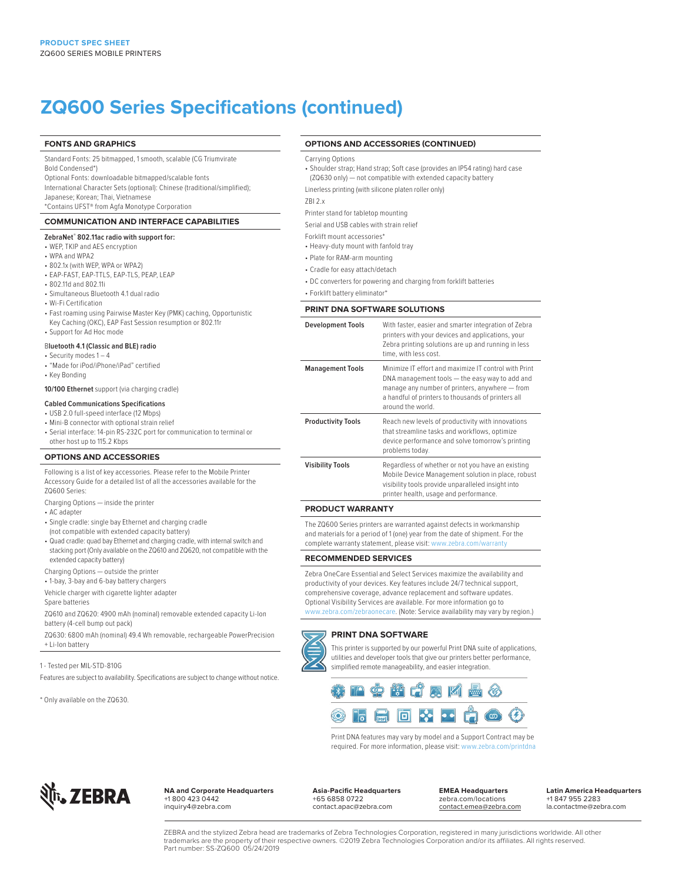PRODUCT SPEC SHEET
ZQ600 SERIES MOBILE PRINTERS

# ZQ600 Series Specifications (continued)

## FONTS AND GRAPHICS

Standard Fonts: 25 bitmapped, 1 smooth, scalable (CG Triumvirate Bold Condensed*)
Optional Fonts: downloadable bitmapped/scalable fonts
International Character Sets (optional): Chinese (traditional/simplified); Japanese; Korean; Thai, Vietnamese
*Contains UFST® from Agfa Monotype Corporation

## COMMUNICATION AND INTERFACE CAPABILITIES

**ZebraNet® 802.11ac radio with support for:**

- WEP, TKIP and AES encryption
- WPA and WPA2
- 802.1x (with WEP, WPA or WPA2)
- EAP-FAST, EAP-TTLS, EAP-TLS, PEAP, LEAP
- 802.11d and 802.11i
- Simultaneous Bluetooth 4.1 dual radio
- Wi-Fi Certification
- Fast roaming using Pairwise Master Key (PMK) caching, Opportunistic Key Caching (OKC), EAP Fast Session resumption or 802.11r
- Support for Ad Hoc mode

**Bluetooth 4.1 (Classic and BLE) radio**

- Security modes 1 – 4
- "Made for iPod/iPhone/iPad" certified
- Key Bonding

**10/100 Ethernet** support (via charging cradle)

**Cabled Communications Specifications**

- USB 2.0 full-speed interface (12 Mbps)
- Mini-B connector with optional strain relief
- Serial interface: 14-pin RS-232C port for communication to terminal or other host up to 115.2 Kbps

## OPTIONS AND ACCESSORIES

Following is a list of key accessories. Please refer to the Mobile Printer Accessory Guide for a detailed list of all the accessories available for the ZQ600 Series:

Charging Options — inside the printer

- AC adapter
- Single cradle: single bay Ethernet and charging cradle (not compatible with extended capacity battery)
- Quad cradle: quad bay Ethernet and charging cradle, with internal switch and stacking port (Only available on the ZQ610 and ZQ620, not compatible with the extended capacity battery)

Charging Options — outside the printer

- 1-bay, 3-bay and 6-bay battery chargers

Vehicle charger with cigarette lighter adapter

Spare batteries

ZQ610 and ZQ620: 4900 mAh (nominal) removable extended capacity Li-Ion battery (4-cell bump out pack)

ZQ630: 6800 mAh (nominal) 49.4 Wh removable, rechargeable PowerPrecision + Li-Ion battery

1 - Tested per MIL-STD-810G

Features are subject to availability. Specifications are subject to change without notice.

* Only available on the ZQ630.

## OPTIONS AND ACCESSORIES (CONTINUED)

Carrying Options

- Shoulder strap; Hand strap; Soft case (provides an IP54 rating) hard case (ZQ630 only) — not compatible with extended capacity battery

Linerless printing (with silicone platen roller only)

ZBI 2.x

Printer stand for tabletop mounting

Serial and USB cables with strain relief

Forklift mount accessories*

- Heavy-duty mount with fanfold tray
- Plate for RAM-arm mounting
- Cradle for easy attach/detach
- DC converters for powering and charging from forklift batteries
- Forklift battery eliminator*

## PRINT DNA SOFTWARE SOLUTIONS

| | |
|---|---|
| **Development Tools** | With faster, easier and smarter integration of Zebra printers with your devices and applications, your Zebra printing solutions are up and running in less time, with less cost. |
| **Management Tools** | Minimize IT effort and maximize IT control with Print DNA management tools — the easy way to add and manage any number of printers, anywhere — from a handful of printers to thousands of printers all around the world. |
| **Productivity Tools** | Reach new levels of productivity with innovations that streamline tasks and workflows, optimize device performance and solve tomorrow's printing problems today. |
| **Visibility Tools** | Regardless of whether or not you have an existing Mobile Device Management solution in place, robust visibility tools provide unparalleled insight into printer health, usage and performance. |

## PRODUCT WARRANTY

The ZQ600 Series printers are warranted against defects in workmanship and materials for a period of 1 (one) year from the date of shipment. For the complete warranty statement, please visit: www.zebra.com/warranty

## RECOMMENDED SERVICES

Zebra OneCare Essential and Select Services maximize the availability and productivity of your devices. Key features include 24/7 technical support, comprehensive coverage, advance replacement and software updates. Optional Visibility Services are available. For more information go to www.zebra.com/zebraonecare. (Note: Service availability may vary by region.)

## PRINT DNA SOFTWARE

This printer is supported by our powerful Print DNA suite of applications, utilities and developer tools that give our printers better performance, simplified remote manageability, and easier integration.

Print DNA features may vary by model and a Support Contract may be required. For more information, please visit: www.zebra.com/printdna

**NA and Corporate Headquarters**
+1 800 423 0442
inquiry4@zebra.com

**Asia-Pacific Headquarters**
+65 6858 0722
contact.apac@zebra.com

**EMEA Headquarters**
zebra.com/locations
contact.emea@zebra.com

**Latin America Headquarters**
+1 847 955 2283
la.contactme@zebra.com

ZEBRA and the stylized Zebra head are trademarks of Zebra Technologies Corporation, registered in many jurisdictions worldwide. All other trademarks are the property of their respective owners. ©2019 Zebra Technologies Corporation and/or its affiliates. All rights reserved.
Part number: SS-ZQ600 05/24/2019